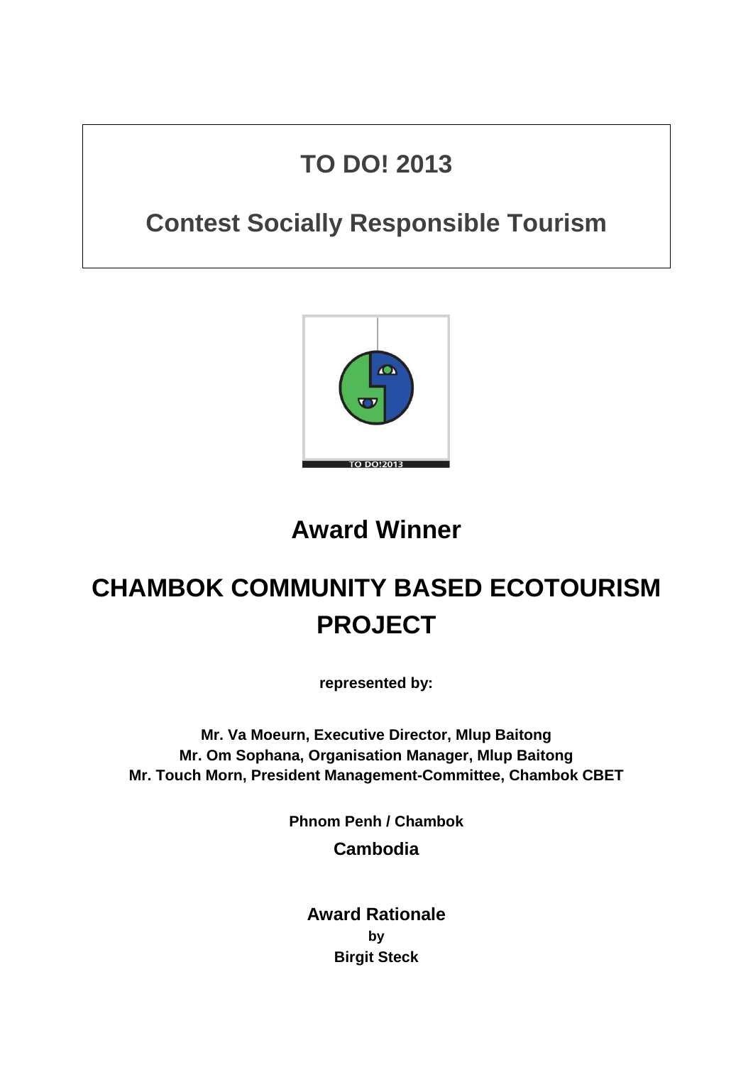# TO DO! 2013

## Contest Socially Responsible Tourism

## Award Winner

# CHAMBOK COMMUNITY BASED ECOTOURISM PROJECT

**represented by:**

**Mr. Va Moeurn, Executive Director, Mlup Baitong**
**Mr. Om Sophana, Organisation Manager, Mlup Baitong**
**Mr. Touch Morn, President Management-Committee, Chambok CBET**

**Phnom Penh / Chambok**

**Cambodia**

**Award Rationale**
**by**
**Birgit Steck**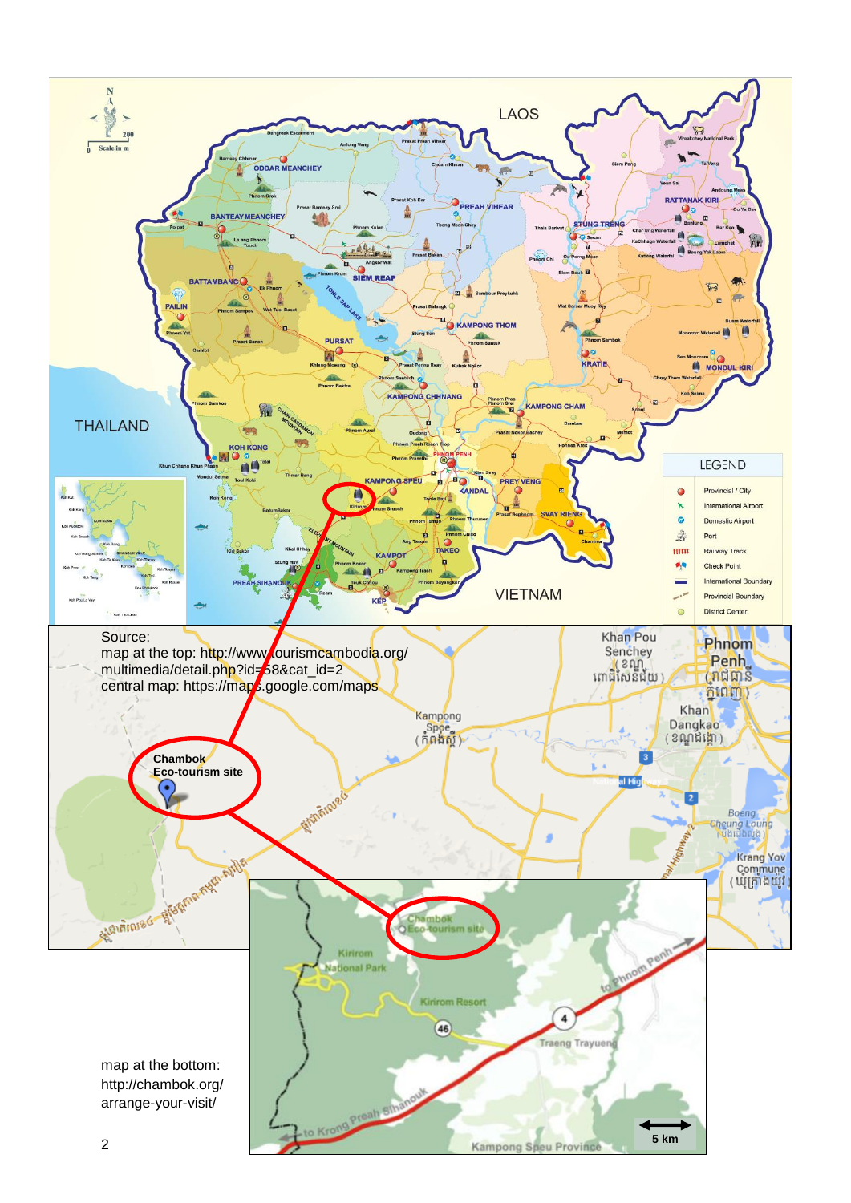Source:
map at the top: http://www.tourismcambodia.org/multimedia/detail.php?id=58&cat_id=2
central map: https://maps.google.com/maps

map at the bottom:
http://chambok.org/arrange-your-visit/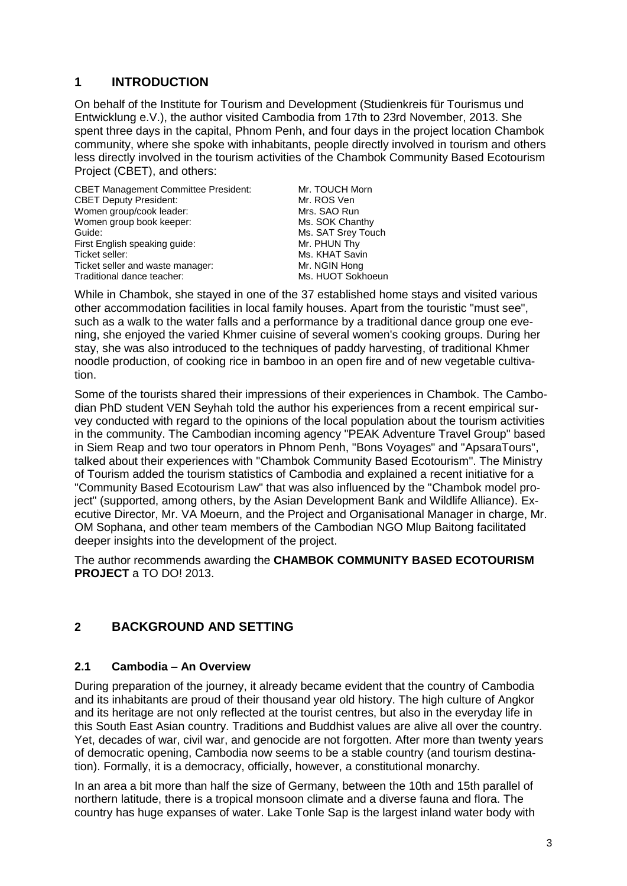## 1 INTRODUCTION

On behalf of the Institute for Tourism and Development (Studienkreis für Tourismus und Entwicklung e.V.), the author visited Cambodia from 17th to 23rd November, 2013. She spent three days in the capital, Phnom Penh, and four days in the project location Chambok community, where she spoke with inhabitants, people directly involved in tourism and others less directly involved in the tourism activities of the Chambok Community Based Ecotourism Project (CBET), and others:

| | |
|---|---|
| CBET Management Committee President: | Mr. TOUCH Morn |
| CBET Deputy President: | Mr. ROS Ven |
| Women group/cook leader: | Mrs. SAO Run |
| Women group book keeper: | Ms. SOK Chanthy |
| Guide: | Ms. SAT Srey Touch |
| First English speaking guide: | Mr. PHUN Thy |
| Ticket seller: | Ms. KHAT Savin |
| Ticket seller and waste manager: | Mr. NGIN Hong |
| Traditional dance teacher: | Ms. HUOT Sokhoeun |

While in Chambok, she stayed in one of the 37 established home stays and visited various other accommodation facilities in local family houses. Apart from the touristic "must see", such as a walk to the water falls and a performance by a traditional dance group one evening, she enjoyed the varied Khmer cuisine of several women's cooking groups. During her stay, she was also introduced to the techniques of paddy harvesting, of traditional Khmer noodle production, of cooking rice in bamboo in an open fire and of new vegetable cultivation.

Some of the tourists shared their impressions of their experiences in Chambok. The Cambodian PhD student VEN Seyhah told the author his experiences from a recent empirical survey conducted with regard to the opinions of the local population about the tourism activities in the community. The Cambodian incoming agency "PEAK Adventure Travel Group" based in Siem Reap and two tour operators in Phnom Penh, "Bons Voyages" and "ApsaraTours", talked about their experiences with "Chambok Community Based Ecotourism". The Ministry of Tourism added the tourism statistics of Cambodia and explained a recent initiative for a "Community Based Ecotourism Law" that was also influenced by the "Chambok model project" (supported, among others, by the Asian Development Bank and Wildlife Alliance). Executive Director, Mr. VA Moeurn, and the Project and Organisational Manager in charge, Mr. OM Sophana, and other team members of the Cambodian NGO Mlup Baitong facilitated deeper insights into the development of the project.

The author recommends awarding the **CHAMBOK COMMUNITY BASED ECOTOURISM PROJECT** a TO DO! 2013.

## 2 BACKGROUND AND SETTING

### 2.1 Cambodia – An Overview

During preparation of the journey, it already became evident that the country of Cambodia and its inhabitants are proud of their thousand year old history. The high culture of Angkor and its heritage are not only reflected at the tourist centres, but also in the everyday life in this South East Asian country. Traditions and Buddhist values are alive all over the country. Yet, decades of war, civil war, and genocide are not forgotten. After more than twenty years of democratic opening, Cambodia now seems to be a stable country (and tourism destination). Formally, it is a democracy, officially, however, a constitutional monarchy.

In an area a bit more than half the size of Germany, between the 10th and 15th parallel of northern latitude, there is a tropical monsoon climate and a diverse fauna and flora. The country has huge expanses of water. Lake Tonle Sap is the largest inland water body with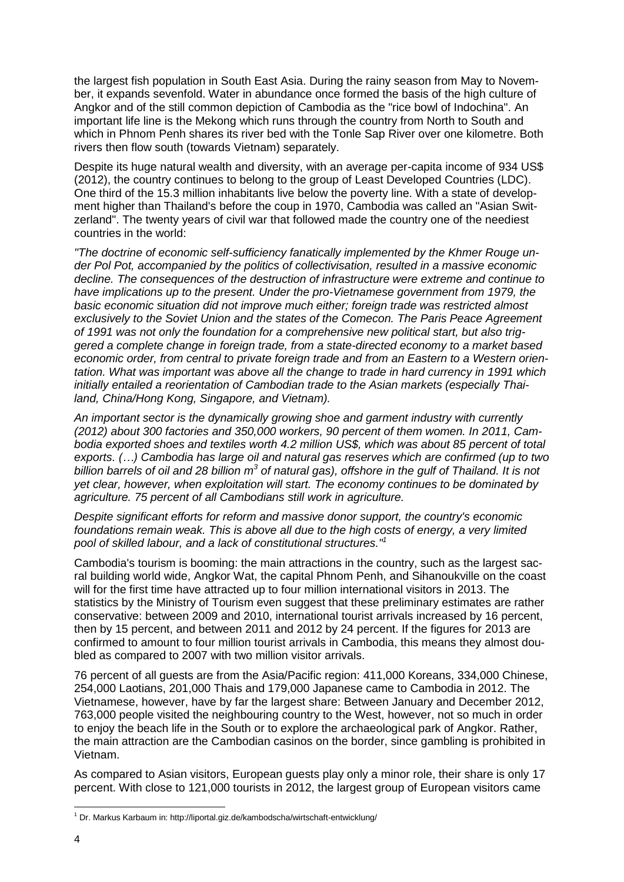the largest fish population in South East Asia. During the rainy season from May to November, it expands sevenfold. Water in abundance once formed the basis of the high culture of Angkor and of the still common depiction of Cambodia as the "rice bowl of Indochina". An important life line is the Mekong which runs through the country from North to South and which in Phnom Penh shares its river bed with the Tonle Sap River over one kilometre. Both rivers then flow south (towards Vietnam) separately.

Despite its huge natural wealth and diversity, with an average per-capita income of 934 US$ (2012), the country continues to belong to the group of Least Developed Countries (LDC). One third of the 15.3 million inhabitants live below the poverty line. With a state of development higher than Thailand's before the coup in 1970, Cambodia was called an "Asian Switzerland". The twenty years of civil war that followed made the country one of the neediest countries in the world:

*"The doctrine of economic self-sufficiency fanatically implemented by the Khmer Rouge under Pol Pot, accompanied by the politics of collectivisation, resulted in a massive economic decline. The consequences of the destruction of infrastructure were extreme and continue to have implications up to the present. Under the pro-Vietnamese government from 1979, the basic economic situation did not improve much either; foreign trade was restricted almost exclusively to the Soviet Union and the states of the Comecon. The Paris Peace Agreement of 1991 was not only the foundation for a comprehensive new political start, but also triggered a complete change in foreign trade, from a state-directed economy to a market based economic order, from central to private foreign trade and from an Eastern to a Western orientation. What was important was above all the change to trade in hard currency in 1991 which initially entailed a reorientation of Cambodian trade to the Asian markets (especially Thailand, China/Hong Kong, Singapore, and Vietnam).*

*An important sector is the dynamically growing shoe and garment industry with currently (2012) about 300 factories and 350,000 workers, 90 percent of them women. In 2011, Cambodia exported shoes and textiles worth 4.2 million US$, which was about 85 percent of total exports. (…) Cambodia has large oil and natural gas reserves which are confirmed (up to two billion barrels of oil and 28 billion $m^3$ of natural gas), offshore in the gulf of Thailand. It is not yet clear, however, when exploitation will start. The economy continues to be dominated by agriculture. 75 percent of all Cambodians still work in agriculture.*

*Despite significant efforts for reform and massive donor support, the country's economic foundations remain weak. This is above all due to the high costs of energy, a very limited pool of skilled labour, and a lack of constitutional structures."*[1]

Cambodia's tourism is booming: the main attractions in the country, such as the largest sacral building world wide, Angkor Wat, the capital Phnom Penh, and Sihanoukville on the coast will for the first time have attracted up to four million international visitors in 2013. The statistics by the Ministry of Tourism even suggest that these preliminary estimates are rather conservative: between 2009 and 2010, international tourist arrivals increased by 16 percent, then by 15 percent, and between 2011 and 2012 by 24 percent. If the figures for 2013 are confirmed to amount to four million tourist arrivals in Cambodia, this means they almost doubled as compared to 2007 with two million visitor arrivals.

76 percent of all guests are from the Asia/Pacific region: 411,000 Koreans, 334,000 Chinese, 254,000 Laotians, 201,000 Thais and 179,000 Japanese came to Cambodia in 2012. The Vietnamese, however, have by far the largest share: Between January and December 2012, 763,000 people visited the neighbouring country to the West, however, not so much in order to enjoy the beach life in the South or to explore the archaeological park of Angkor. Rather, the main attraction are the Cambodian casinos on the border, since gambling is prohibited in Vietnam.

As compared to Asian visitors, European guests play only a minor role, their share is only 17 percent. With close to 121,000 tourists in 2012, the largest group of European visitors came

---

[1] Dr. Markus Karbaum in: http://liportal.giz.de/kambodscha/wirtschaft-entwicklung/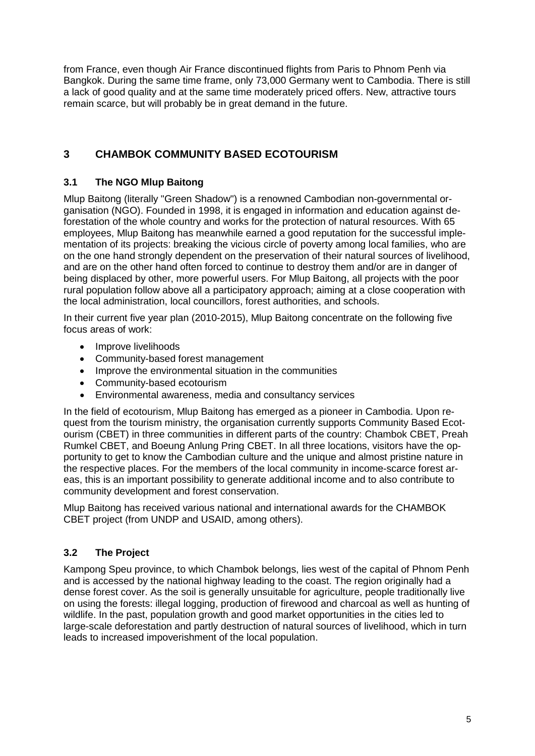from France, even though Air France discontinued flights from Paris to Phnom Penh via Bangkok. During the same time frame, only 73,000 Germany went to Cambodia. There is still a lack of good quality and at the same time moderately priced offers. New, attractive tours remain scarce, but will probably be in great demand in the future.

## 3 CHAMBOK COMMUNITY BASED ECOTOURISM

### 3.1 The NGO Mlup Baitong

Mlup Baitong (literally "Green Shadow") is a renowned Cambodian non-governmental organisation (NGO). Founded in 1998, it is engaged in information and education against deforestation of the whole country and works for the protection of natural resources. With 65 employees, Mlup Baitong has meanwhile earned a good reputation for the successful implementation of its projects: breaking the vicious circle of poverty among local families, who are on the one hand strongly dependent on the preservation of their natural sources of livelihood, and are on the other hand often forced to continue to destroy them and/or are in danger of being displaced by other, more powerful users. For Mlup Baitong, all projects with the poor rural population follow above all a participatory approach; aiming at a close cooperation with the local administration, local councillors, forest authorities, and schools.

In their current five year plan (2010-2015), Mlup Baitong concentrate on the following five focus areas of work:

- Improve livelihoods
- Community-based forest management
- Improve the environmental situation in the communities
- Community-based ecotourism
- Environmental awareness, media and consultancy services

In the field of ecotourism, Mlup Baitong has emerged as a pioneer in Cambodia. Upon request from the tourism ministry, the organisation currently supports Community Based Ecotourism (CBET) in three communities in different parts of the country: Chambok CBET, Preah Rumkel CBET, and Boeung Anlung Pring CBET. In all three locations, visitors have the opportunity to get to know the Cambodian culture and the unique and almost pristine nature in the respective places. For the members of the local community in income-scarce forest areas, this is an important possibility to generate additional income and to also contribute to community development and forest conservation.

Mlup Baitong has received various national and international awards for the CHAMBOK CBET project (from UNDP and USAID, among others).

### 3.2 The Project

Kampong Speu province, to which Chambok belongs, lies west of the capital of Phnom Penh and is accessed by the national highway leading to the coast. The region originally had a dense forest cover. As the soil is generally unsuitable for agriculture, people traditionally live on using the forests: illegal logging, production of firewood and charcoal as well as hunting of wildlife. In the past, population growth and good market opportunities in the cities led to large-scale deforestation and partly destruction of natural sources of livelihood, which in turn leads to increased impoverishment of the local population.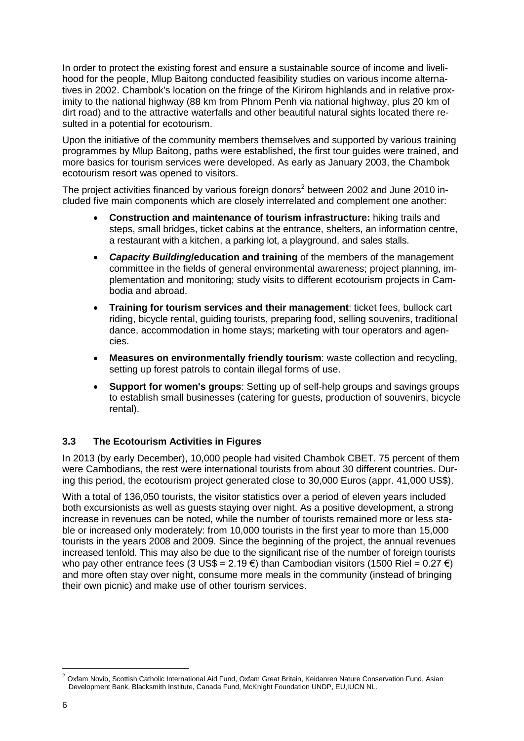In order to protect the existing forest and ensure a sustainable source of income and livelihood for the people, Mlup Baitong conducted feasibility studies on various income alternatives in 2002. Chambok's location on the fringe of the Kirirom highlands and in relative proximity to the national highway (88 km from Phnom Penh via national highway, plus 20 km of dirt road) and to the attractive waterfalls and other beautiful natural sights located there resulted in a potential for ecotourism.

Upon the initiative of the community members themselves and supported by various training programmes by Mlup Baitong, paths were established, the first tour guides were trained, and more basics for tourism services were developed. As early as January 2003, the Chambok ecotourism resort was opened to visitors.

The project activities financed by various foreign donors[2] between 2002 and June 2010 included five main components which are closely interrelated and complement one another:

- **Construction and maintenance of tourism infrastructure:** hiking trails and steps, small bridges, ticket cabins at the entrance, shelters, an information centre, a restaurant with a kitchen, a parking lot, a playground, and sales stalls.
- ***Capacity Building*/education and training** of the members of the management committee in the fields of general environmental awareness; project planning, implementation and monitoring; study visits to different ecotourism projects in Cambodia and abroad.
- **Training for tourism services and their management**: ticket fees, bullock cart riding, bicycle rental, guiding tourists, preparing food, selling souvenirs, traditional dance, accommodation in home stays; marketing with tour operators and agencies.
- **Measures on environmentally friendly tourism**: waste collection and recycling, setting up forest patrols to contain illegal forms of use.
- **Support for women's groups**: Setting up of self-help groups and savings groups to establish small businesses (catering for guests, production of souvenirs, bicycle rental).

### 3.3 The Ecotourism Activities in Figures

In 2013 (by early December), 10,000 people had visited Chambok CBET. 75 percent of them were Cambodians, the rest were international tourists from about 30 different countries. During this period, the ecotourism project generated close to 30,000 Euros (appr. 41,000 US$).

With a total of 136,050 tourists, the visitor statistics over a period of eleven years included both excursionists as well as guests staying over night. As a positive development, a strong increase in revenues can be noted, while the number of tourists remained more or less stable or increased only moderately: from 10,000 tourists in the first year to more than 15,000 tourists in the years 2008 and 2009. Since the beginning of the project, the annual revenues increased tenfold. This may also be due to the significant rise of the number of foreign tourists who pay other entrance fees (3 US$ = 2.19 €) than Cambodian visitors (1500 Riel = 0.27 €) and more often stay over night, consume more meals in the community (instead of bringing their own picnic) and make use of other tourism services.

---

[2] Oxfam Novib, Scottish Catholic International Aid Fund, Oxfam Great Britain, Keidanren Nature Conservation Fund, Asian Development Bank, Blacksmith Institute, Canada Fund, McKnight Foundation UNDP, EU,IUCN NL.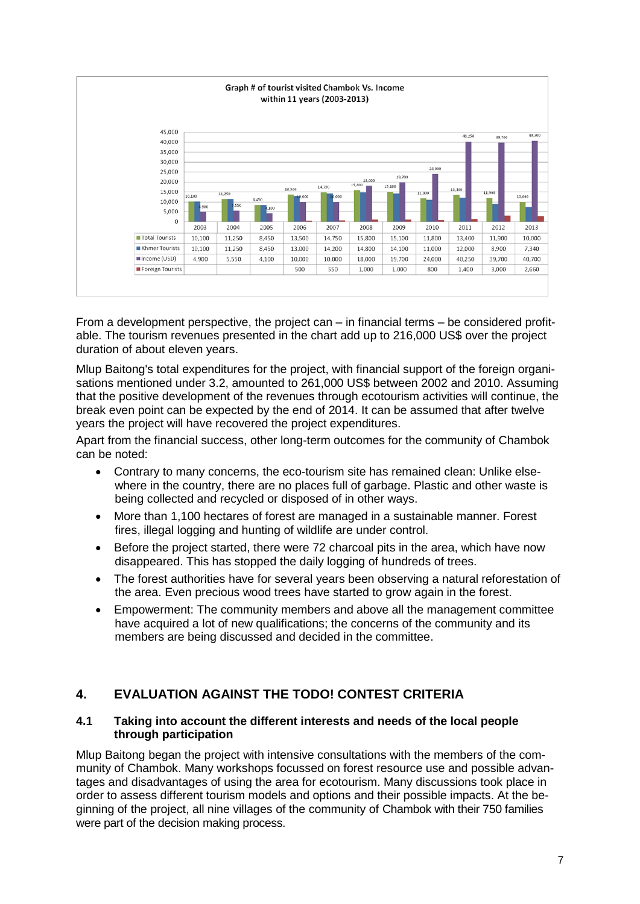**Graph # of tourist visited Chambok Vs. Income within 11 years (2003-2013)**

| | 2003 | 2004 | 2005 | 2006 | 2007 | 2008 | 2009 | 2010 | 2011 | 2012 | 2013 |
|---|---|---|---|---|---|---|---|---|---|---|---|
| Total Tourists | 10,100 | 11,250 | 8,450 | 13,500 | 14,750 | 15,800 | 15,100 | 11,800 | 13,400 | 11,900 | 10,000 |
| Khmer Tourists | 10,100 | 11,250 | 8,450 | 13,000 | 14,200 | 14,800 | 14,100 | 11,000 | 12,000 | 8,900 | 7,340 |
| Income (USD) | 4,900 | 5,550 | 4,100 | 10,000 | 10,000 | 18,000 | 19,700 | 24,000 | 40,250 | 39,700 | 40,700 |
| Foreign Tourists | | | | 500 | 550 | 1,000 | 1,000 | 800 | 1,400 | 3,000 | 2,660 |

From a development perspective, the project can – in financial terms – be considered profitable. The tourism revenues presented in the chart add up to 216,000 US$ over the project duration of about eleven years.

Mlup Baitong's total expenditures for the project, with financial support of the foreign organisations mentioned under 3.2, amounted to 261,000 US$ between 2002 and 2010. Assuming that the positive development of the revenues through ecotourism activities will continue, the break even point can be expected by the end of 2014. It can be assumed that after twelve years the project will have recovered the project expenditures.

Apart from the financial success, other long-term outcomes for the community of Chambok can be noted:

- Contrary to many concerns, the eco-tourism site has remained clean: Unlike elsewhere in the country, there are no places full of garbage. Plastic and other waste is being collected and recycled or disposed of in other ways.
- More than 1,100 hectares of forest are managed in a sustainable manner. Forest fires, illegal logging and hunting of wildlife are under control.
- Before the project started, there were 72 charcoal pits in the area, which have now disappeared. This has stopped the daily logging of hundreds of trees.
- The forest authorities have for several years been observing a natural reforestation of the area. Even precious wood trees have started to grow again in the forest.
- Empowerment: The community members and above all the management committee have acquired a lot of new qualifications; the concerns of the community and its members are being discussed and decided in the committee.

## 4. EVALUATION AGAINST THE TODO! CONTEST CRITERIA

### 4.1 Taking into account the different interests and needs of the local people through participation

Mlup Baitong began the project with intensive consultations with the members of the community of Chambok. Many workshops focussed on forest resource use and possible advantages and disadvantages of using the area for ecotourism. Many discussions took place in order to assess different tourism models and options and their possible impacts. At the beginning of the project, all nine villages of the community of Chambok with their 750 families were part of the decision making process.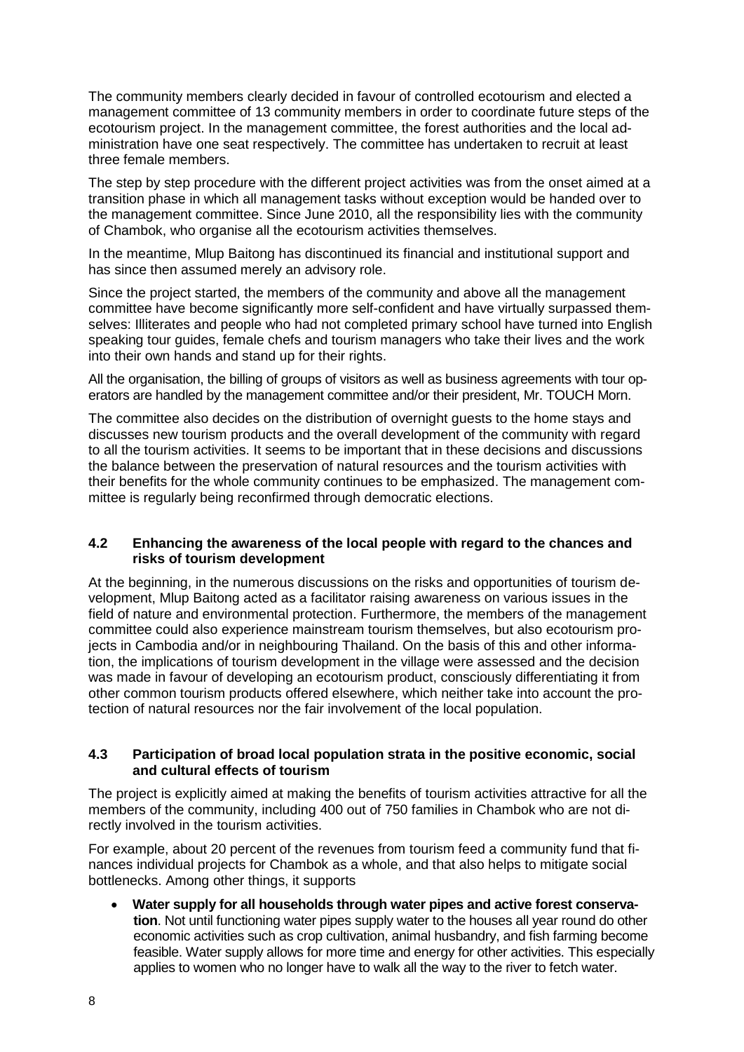The community members clearly decided in favour of controlled ecotourism and elected a management committee of 13 community members in order to coordinate future steps of the ecotourism project. In the management committee, the forest authorities and the local administration have one seat respectively. The committee has undertaken to recruit at least three female members.

The step by step procedure with the different project activities was from the onset aimed at a transition phase in which all management tasks without exception would be handed over to the management committee. Since June 2010, all the responsibility lies with the community of Chambok, who organise all the ecotourism activities themselves.

In the meantime, Mlup Baitong has discontinued its financial and institutional support and has since then assumed merely an advisory role.

Since the project started, the members of the community and above all the management committee have become significantly more self-confident and have virtually surpassed themselves: Illiterates and people who had not completed primary school have turned into English speaking tour guides, female chefs and tourism managers who take their lives and the work into their own hands and stand up for their rights.

All the organisation, the billing of groups of visitors as well as business agreements with tour operators are handled by the management committee and/or their president, Mr. TOUCH Morn.

The committee also decides on the distribution of overnight guests to the home stays and discusses new tourism products and the overall development of the community with regard to all the tourism activities. It seems to be important that in these decisions and discussions the balance between the preservation of natural resources and the tourism activities with their benefits for the whole community continues to be emphasized. The management committee is regularly being reconfirmed through democratic elections.

### 4.2 Enhancing the awareness of the local people with regard to the chances and risks of tourism development

At the beginning, in the numerous discussions on the risks and opportunities of tourism development, Mlup Baitong acted as a facilitator raising awareness on various issues in the field of nature and environmental protection. Furthermore, the members of the management committee could also experience mainstream tourism themselves, but also ecotourism projects in Cambodia and/or in neighbouring Thailand. On the basis of this and other information, the implications of tourism development in the village were assessed and the decision was made in favour of developing an ecotourism product, consciously differentiating it from other common tourism products offered elsewhere, which neither take into account the protection of natural resources nor the fair involvement of the local population.

### 4.3 Participation of broad local population strata in the positive economic, social and cultural effects of tourism

The project is explicitly aimed at making the benefits of tourism activities attractive for all the members of the community, including 400 out of 750 families in Chambok who are not directly involved in the tourism activities.

For example, about 20 percent of the revenues from tourism feed a community fund that finances individual projects for Chambok as a whole, and that also helps to mitigate social bottlenecks. Among other things, it supports

- **Water supply for all households through water pipes and active forest conservation**. Not until functioning water pipes supply water to the houses all year round do other economic activities such as crop cultivation, animal husbandry, and fish farming become feasible. Water supply allows for more time and energy for other activities. This especially applies to women who no longer have to walk all the way to the river to fetch water.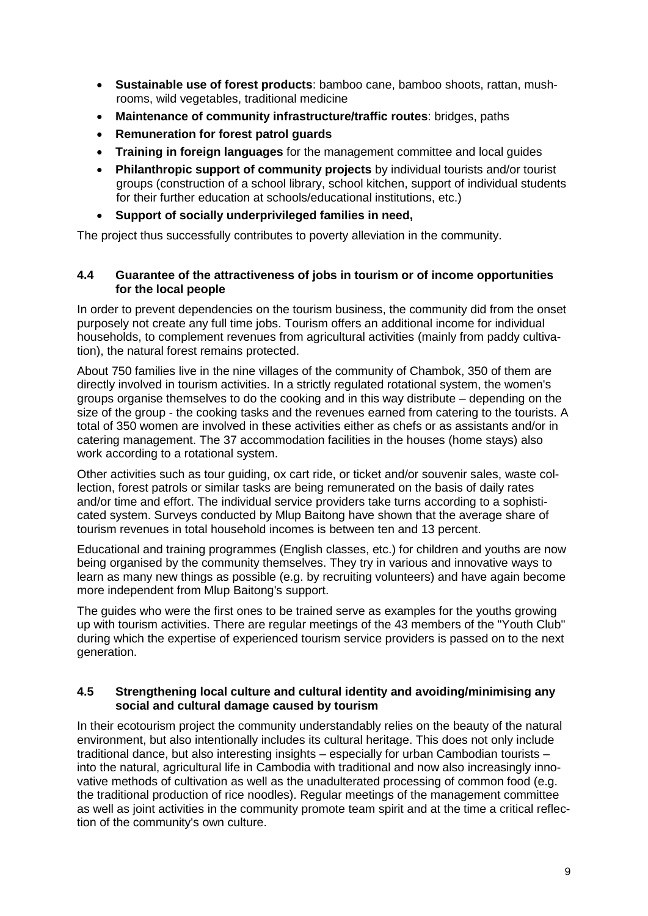- **Sustainable use of forest products**: bamboo cane, bamboo shoots, rattan, mushrooms, wild vegetables, traditional medicine
- **Maintenance of community infrastructure/traffic routes**: bridges, paths
- **Remuneration for forest patrol guards**
- **Training in foreign languages** for the management committee and local guides
- **Philanthropic support of community projects** by individual tourists and/or tourist groups (construction of a school library, school kitchen, support of individual students for their further education at schools/educational institutions, etc.)
- **Support of socially underprivileged families in need,**

The project thus successfully contributes to poverty alleviation in the community.

### 4.4 Guarantee of the attractiveness of jobs in tourism or of income opportunities for the local people

In order to prevent dependencies on the tourism business, the community did from the onset purposely not create any full time jobs. Tourism offers an additional income for individual households, to complement revenues from agricultural activities (mainly from paddy cultivation), the natural forest remains protected.

About 750 families live in the nine villages of the community of Chambok, 350 of them are directly involved in tourism activities. In a strictly regulated rotational system, the women's groups organise themselves to do the cooking and in this way distribute – depending on the size of the group - the cooking tasks and the revenues earned from catering to the tourists. A total of 350 women are involved in these activities either as chefs or as assistants and/or in catering management. The 37 accommodation facilities in the houses (home stays) also work according to a rotational system.

Other activities such as tour guiding, ox cart ride, or ticket and/or souvenir sales, waste collection, forest patrols or similar tasks are being remunerated on the basis of daily rates and/or time and effort. The individual service providers take turns according to a sophisticated system. Surveys conducted by Mlup Baitong have shown that the average share of tourism revenues in total household incomes is between ten and 13 percent.

Educational and training programmes (English classes, etc.) for children and youths are now being organised by the community themselves. They try in various and innovative ways to learn as many new things as possible (e.g. by recruiting volunteers) and have again become more independent from Mlup Baitong's support.

The guides who were the first ones to be trained serve as examples for the youths growing up with tourism activities. There are regular meetings of the 43 members of the "Youth Club" during which the expertise of experienced tourism service providers is passed on to the next generation.

### 4.5 Strengthening local culture and cultural identity and avoiding/minimising any social and cultural damage caused by tourism

In their ecotourism project the community understandably relies on the beauty of the natural environment, but also intentionally includes its cultural heritage. This does not only include traditional dance, but also interesting insights – especially for urban Cambodian tourists – into the natural, agricultural life in Cambodia with traditional and now also increasingly innovative methods of cultivation as well as the unadulterated processing of common food (e.g. the traditional production of rice noodles). Regular meetings of the management committee as well as joint activities in the community promote team spirit and at the time a critical reflection of the community's own culture.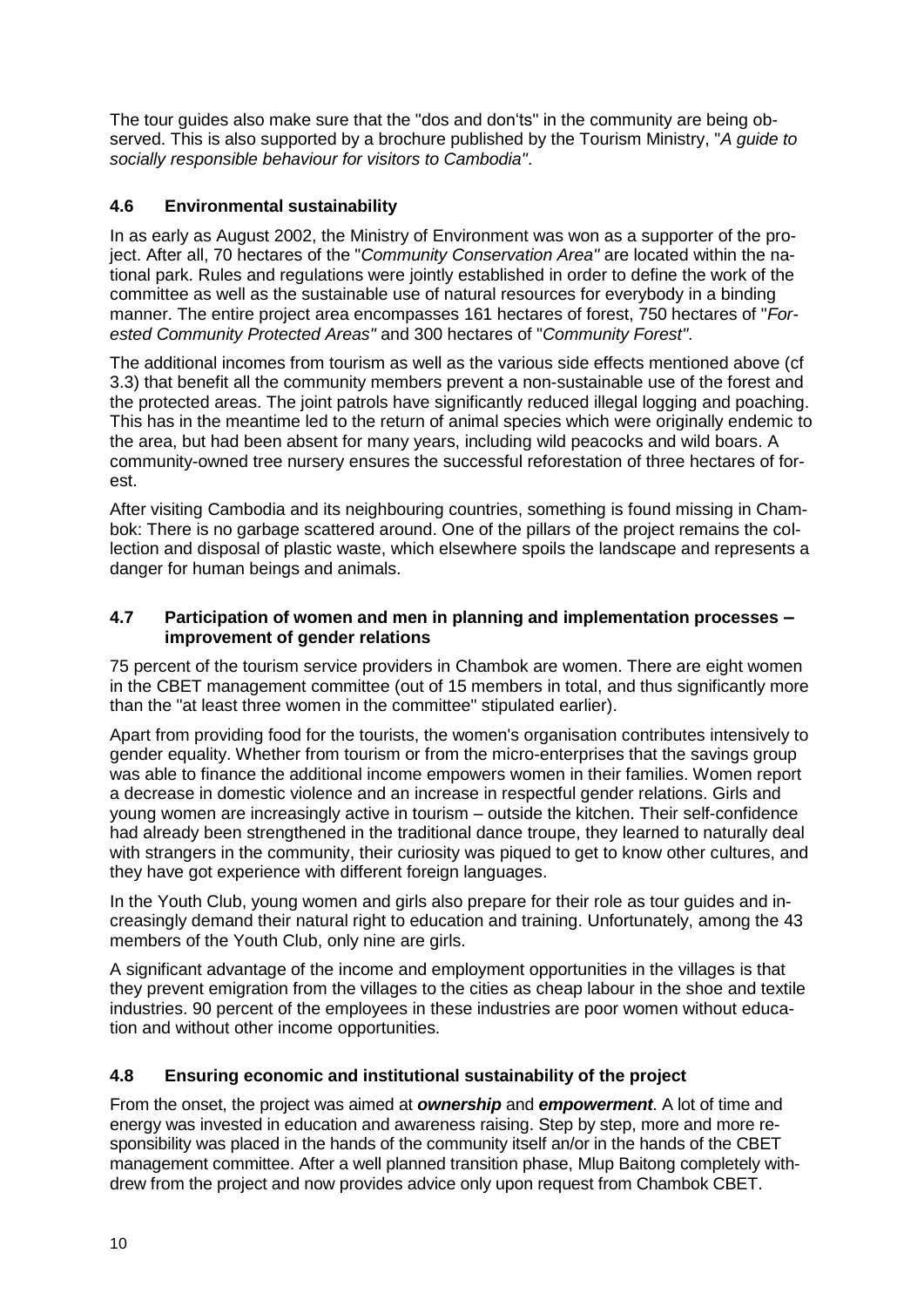The tour guides also make sure that the "dos and don'ts" in the community are being observed. This is also supported by a brochure published by the Tourism Ministry, "*A guide to socially responsible behaviour for visitors to Cambodia"*.

### 4.6 Environmental sustainability

In as early as August 2002, the Ministry of Environment was won as a supporter of the project. After all, 70 hectares of the "*Community Conservation Area"* are located within the national park. Rules and regulations were jointly established in order to define the work of the committee as well as the sustainable use of natural resources for everybody in a binding manner. The entire project area encompasses 161 hectares of forest, 750 hectares of "*Forested Community Protected Areas"* and 300 hectares of "*Community Forest"*.

The additional incomes from tourism as well as the various side effects mentioned above (cf 3.3) that benefit all the community members prevent a non-sustainable use of the forest and the protected areas. The joint patrols have significantly reduced illegal logging and poaching. This has in the meantime led to the return of animal species which were originally endemic to the area, but had been absent for many years, including wild peacocks and wild boars. A community-owned tree nursery ensures the successful reforestation of three hectares of forest.

After visiting Cambodia and its neighbouring countries, something is found missing in Chambok: There is no garbage scattered around. One of the pillars of the project remains the collection and disposal of plastic waste, which elsewhere spoils the landscape and represents a danger for human beings and animals.

### 4.7 Participation of women and men in planning and implementation processes – improvement of gender relations

75 percent of the tourism service providers in Chambok are women. There are eight women in the CBET management committee (out of 15 members in total, and thus significantly more than the "at least three women in the committee" stipulated earlier).

Apart from providing food for the tourists, the women's organisation contributes intensively to gender equality. Whether from tourism or from the micro-enterprises that the savings group was able to finance the additional income empowers women in their families. Women report a decrease in domestic violence and an increase in respectful gender relations. Girls and young women are increasingly active in tourism – outside the kitchen. Their self-confidence had already been strengthened in the traditional dance troupe, they learned to naturally deal with strangers in the community, their curiosity was piqued to get to know other cultures, and they have got experience with different foreign languages.

In the Youth Club, young women and girls also prepare for their role as tour guides and increasingly demand their natural right to education and training. Unfortunately, among the 43 members of the Youth Club, only nine are girls.

A significant advantage of the income and employment opportunities in the villages is that they prevent emigration from the villages to the cities as cheap labour in the shoe and textile industries. 90 percent of the employees in these industries are poor women without education and without other income opportunities.

### 4.8 Ensuring economic and institutional sustainability of the project

From the onset, the project was aimed at ***ownership*** and ***empowerment***. A lot of time and energy was invested in education and awareness raising. Step by step, more and more responsibility was placed in the hands of the community itself an/or in the hands of the CBET management committee. After a well planned transition phase, Mlup Baitong completely withdrew from the project and now provides advice only upon request from Chambok CBET.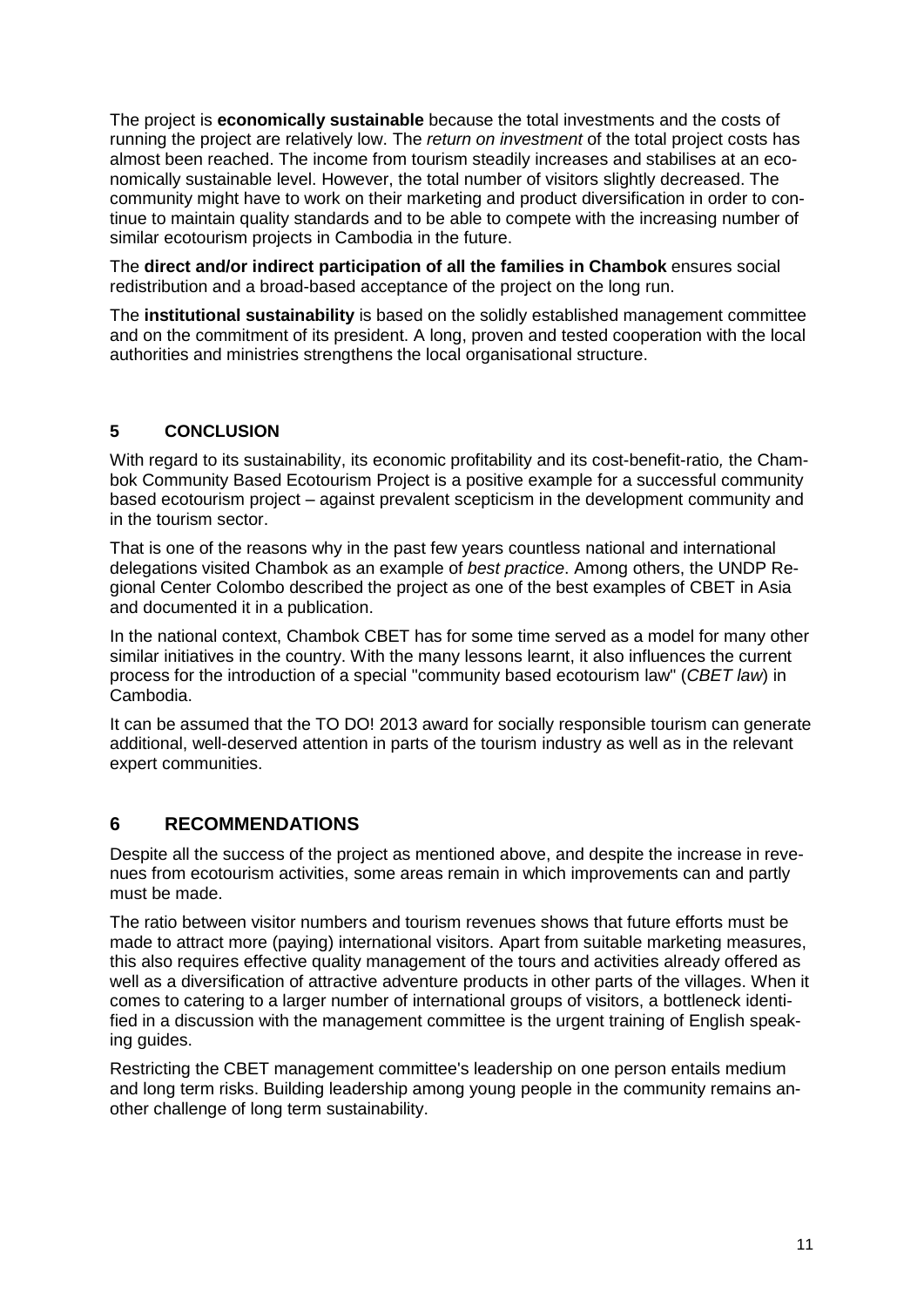The project is **economically sustainable** because the total investments and the costs of running the project are relatively low. The *return on investment* of the total project costs has almost been reached. The income from tourism steadily increases and stabilises at an economically sustainable level. However, the total number of visitors slightly decreased. The community might have to work on their marketing and product diversification in order to continue to maintain quality standards and to be able to compete with the increasing number of similar ecotourism projects in Cambodia in the future.

The **direct and/or indirect participation of all the families in Chambok** ensures social redistribution and a broad-based acceptance of the project on the long run.

The **institutional sustainability** is based on the solidly established management committee and on the commitment of its president. A long, proven and tested cooperation with the local authorities and ministries strengthens the local organisational structure.

## 5 CONCLUSION

With regard to its sustainability, its economic profitability and its cost-benefit-ratio, the Chambok Community Based Ecotourism Project is a positive example for a successful community based ecotourism project – against prevalent scepticism in the development community and in the tourism sector.

That is one of the reasons why in the past few years countless national and international delegations visited Chambok as an example of *best practice*. Among others, the UNDP Regional Center Colombo described the project as one of the best examples of CBET in Asia and documented it in a publication.

In the national context, Chambok CBET has for some time served as a model for many other similar initiatives in the country. With the many lessons learnt, it also influences the current process for the introduction of a special "community based ecotourism law" (*CBET law*) in Cambodia.

It can be assumed that the TO DO! 2013 award for socially responsible tourism can generate additional, well-deserved attention in parts of the tourism industry as well as in the relevant expert communities.

## 6 RECOMMENDATIONS

Despite all the success of the project as mentioned above, and despite the increase in revenues from ecotourism activities, some areas remain in which improvements can and partly must be made.

The ratio between visitor numbers and tourism revenues shows that future efforts must be made to attract more (paying) international visitors. Apart from suitable marketing measures, this also requires effective quality management of the tours and activities already offered as well as a diversification of attractive adventure products in other parts of the villages. When it comes to catering to a larger number of international groups of visitors, a bottleneck identified in a discussion with the management committee is the urgent training of English speaking guides.

Restricting the CBET management committee's leadership on one person entails medium and long term risks. Building leadership among young people in the community remains another challenge of long term sustainability.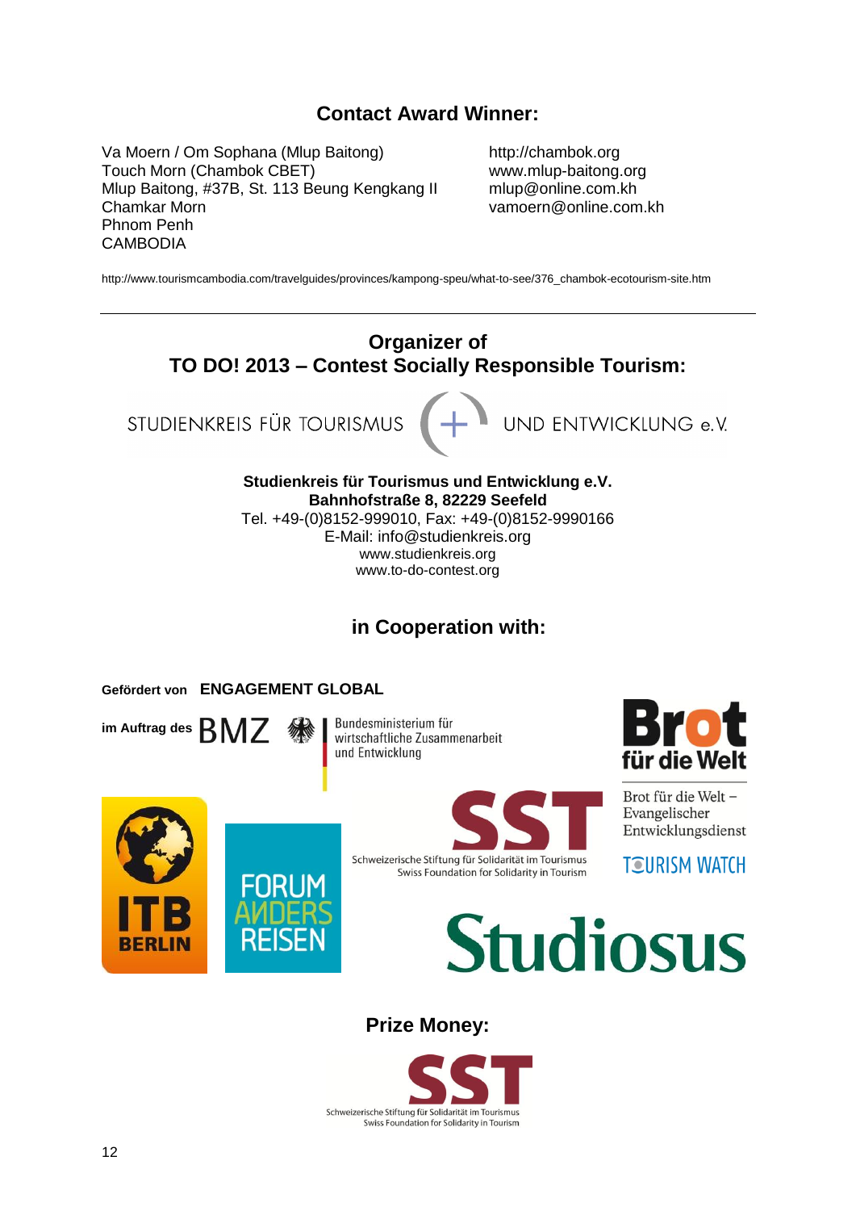## Contact Award Winner:

Va Moern / Om Sophana (Mlup Baitong)
Touch Morn (Chambok CBET)
Mlup Baitong, #37B, St. 113 Beung Kengkang II
Chamkar Morn
Phnom Penh
CAMBODIA

http://chambok.org
www.mlup-baitong.org
mlup@online.com.kh
vamoern@online.com.kh

http://www.tourismcambodia.com/travelguides/provinces/kampong-speu/what-to-see/376_chambok-ecotourism-site.htm

---

## Organizer of
## TO DO! 2013 – Contest Socially Responsible Tourism:

STUDIENKREIS FÜR TOURISMUS UND ENTWICKLUNG e.V.

**Studienkreis für Tourismus und Entwicklung e.V.**
**Bahnhofstraße 8, 82229 Seefeld**
Tel. +49-(0)8152-999010, Fax: +49-(0)8152-9990166
E-Mail: info@studienkreis.org
www.studienkreis.org
www.to-do-contest.org

## in Cooperation with:

**Gefördert von** **ENGAGEMENT GLOBAL**

**im Auftrag des** BMZ Bundesministerium für wirtschaftliche Zusammenarbeit und Entwicklung

Brot für die Welt
Brot für die Welt – Evangelischer Entwicklungsdienst
TOURISM WATCH

ITB BERLIN

FORUM ANDERS REISEN

SST
Schweizerische Stiftung für Solidarität im Tourismus
Swiss Foundation for Solidarity in Tourism

Studiosus

## Prize Money:

SST
Schweizerische Stiftung für Solidarität im Tourismus
Swiss Foundation for Solidarity in Tourism